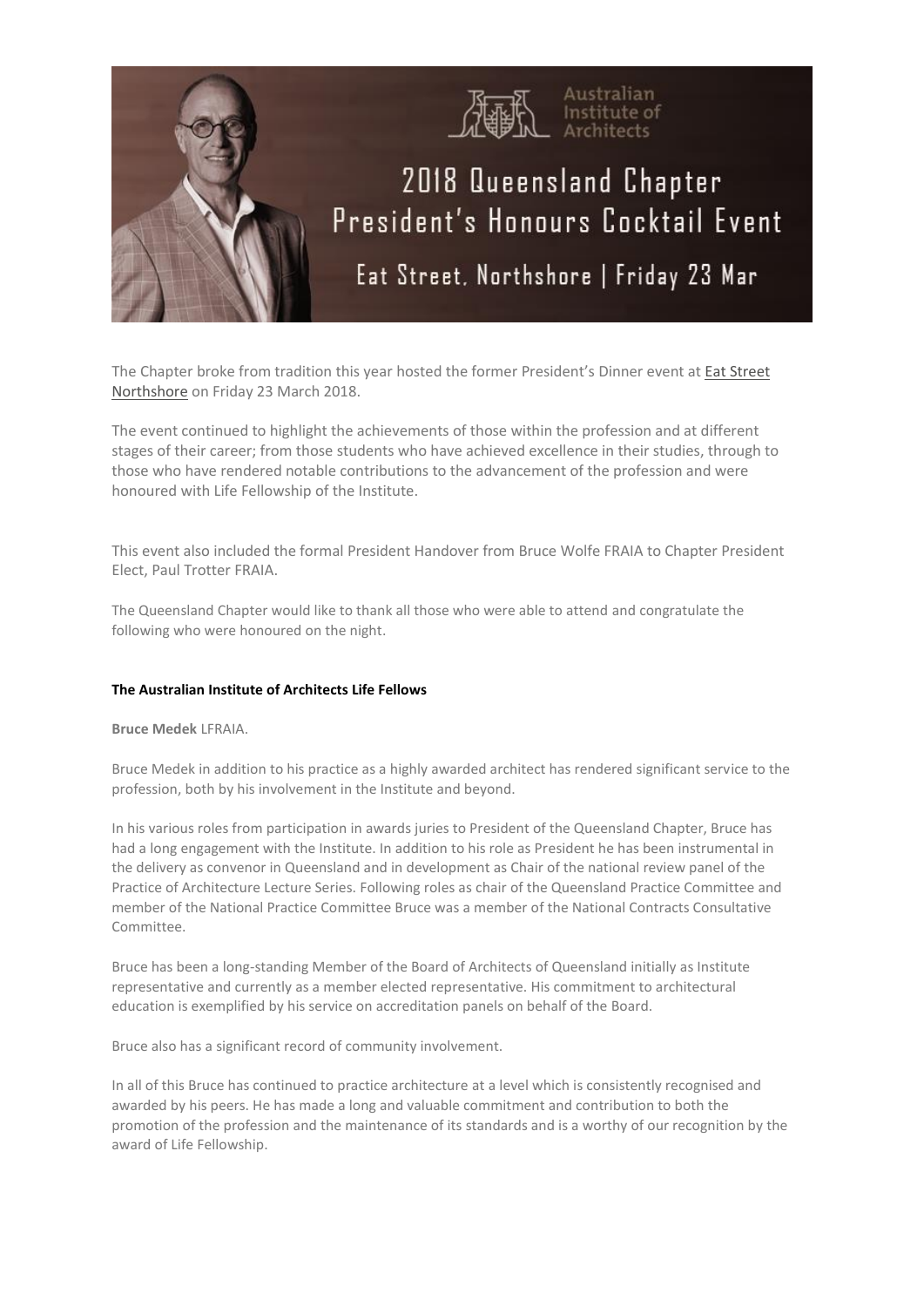Australian Institute of Architects

# 2018 Queensland Chapter President's Honours Cocktail Event

Eat Street, Northshore | Friday 23 Mar

The Chapter broke from tradition this year hosted the former President's Dinner event at Eat Street Northshore on Friday 23 March 2018.

The event continued to highlight the achievements of those within the profession and at different stages of their career; from those students who have achieved excellence in their studies, through to those who have rendered notable contributions to the advancement of the profession and were honoured with Life Fellowship of the Institute.

This event also included the formal President Handover from Bruce Wolfe FRAIA to Chapter President Elect, Paul Trotter FRAIA.

The Queensland Chapter would like to thank all those who were able to attend and congratulate the following who were honoured on the night.

**The Australian Institute of Architects Life Fellows**

**Bruce Medek** LFRAIA.

Bruce Medek in addition to his practice as a highly awarded architect has rendered significant service to the profession, both by his involvement in the Institute and beyond.

In his various roles from participation in awards juries to President of the Queensland Chapter, Bruce has had a long engagement with the Institute. In addition to his role as President he has been instrumental in the delivery as convenor in Queensland and in development as Chair of the national review panel of the Practice of Architecture Lecture Series. Following roles as chair of the Queensland Practice Committee and member of the National Practice Committee Bruce was a member of the National Contracts Consultative Committee.

Bruce has been a long-standing Member of the Board of Architects of Queensland initially as Institute representative and currently as a member elected representative. His commitment to architectural education is exemplified by his service on accreditation panels on behalf of the Board.

Bruce also has a significant record of community involvement.

In all of this Bruce has continued to practice architecture at a level which is consistently recognised and awarded by his peers. He has made a long and valuable commitment and contribution to both the promotion of the profession and the maintenance of its standards and is a worthy of our recognition by the award of Life Fellowship.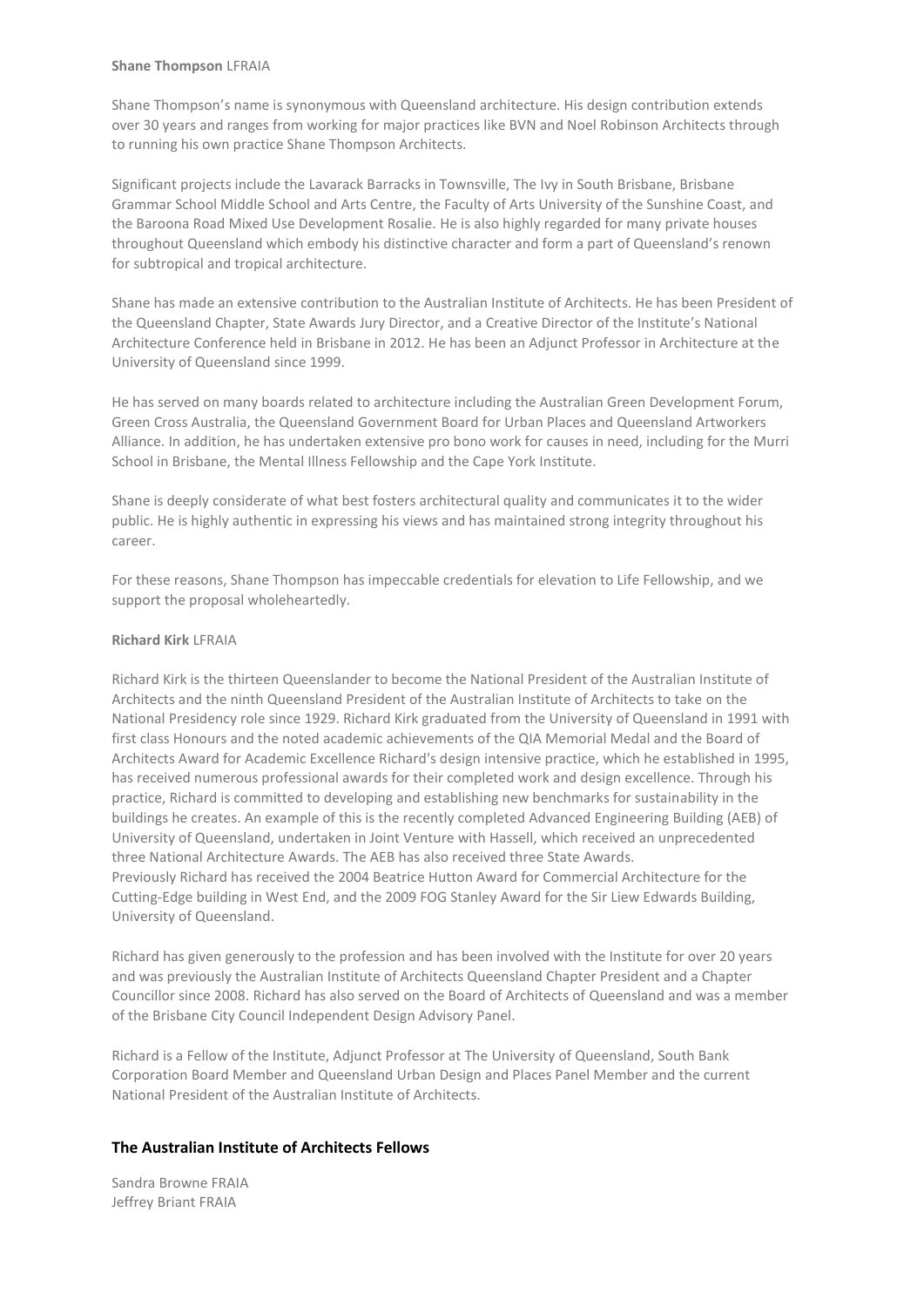**Shane Thompson** LFRAIA

Shane Thompson's name is synonymous with Queensland architecture. His design contribution extends over 30 years and ranges from working for major practices like BVN and Noel Robinson Architects through to running his own practice Shane Thompson Architects.

Significant projects include the Lavarack Barracks in Townsville, The Ivy in South Brisbane, Brisbane Grammar School Middle School and Arts Centre, the Faculty of Arts University of the Sunshine Coast, and the Baroona Road Mixed Use Development Rosalie. He is also highly regarded for many private houses throughout Queensland which embody his distinctive character and form a part of Queensland's renown for subtropical and tropical architecture.

Shane has made an extensive contribution to the Australian Institute of Architects. He has been President of the Queensland Chapter, State Awards Jury Director, and a Creative Director of the Institute's National Architecture Conference held in Brisbane in 2012. He has been an Adjunct Professor in Architecture at the University of Queensland since 1999.

He has served on many boards related to architecture including the Australian Green Development Forum, Green Cross Australia, the Queensland Government Board for Urban Places and Queensland Artworkers Alliance. In addition, he has undertaken extensive pro bono work for causes in need, including for the Murri School in Brisbane, the Mental Illness Fellowship and the Cape York Institute.

Shane is deeply considerate of what best fosters architectural quality and communicates it to the wider public. He is highly authentic in expressing his views and has maintained strong integrity throughout his career.

For these reasons, Shane Thompson has impeccable credentials for elevation to Life Fellowship, and we support the proposal wholeheartedly.

**Richard Kirk** LFRAIA

Richard Kirk is the thirteen Queenslander to become the National President of the Australian Institute of Architects and the ninth Queensland President of the Australian Institute of Architects to take on the National Presidency role since 1929. Richard Kirk graduated from the University of Queensland in 1991 with first class Honours and the noted academic achievements of the QIA Memorial Medal and the Board of Architects Award for Academic Excellence Richard's design intensive practice, which he established in 1995, has received numerous professional awards for their completed work and design excellence. Through his practice, Richard is committed to developing and establishing new benchmarks for sustainability in the buildings he creates. An example of this is the recently completed Advanced Engineering Building (AEB) of University of Queensland, undertaken in Joint Venture with Hassell, which received an unprecedented three National Architecture Awards. The AEB has also received three State Awards.
Previously Richard has received the 2004 Beatrice Hutton Award for Commercial Architecture for the Cutting-Edge building in West End, and the 2009 FOG Stanley Award for the Sir Liew Edwards Building, University of Queensland.

Richard has given generously to the profession and has been involved with the Institute for over 20 years and was previously the Australian Institute of Architects Queensland Chapter President and a Chapter Councillor since 2008. Richard has also served on the Board of Architects of Queensland and was a member of the Brisbane City Council Independent Design Advisory Panel.

Richard is a Fellow of the Institute, Adjunct Professor at The University of Queensland, South Bank Corporation Board Member and Queensland Urban Design and Places Panel Member and the current National President of the Australian Institute of Architects.

## The Australian Institute of Architects Fellows

Sandra Browne FRAIA
Jeffrey Briant FRAIA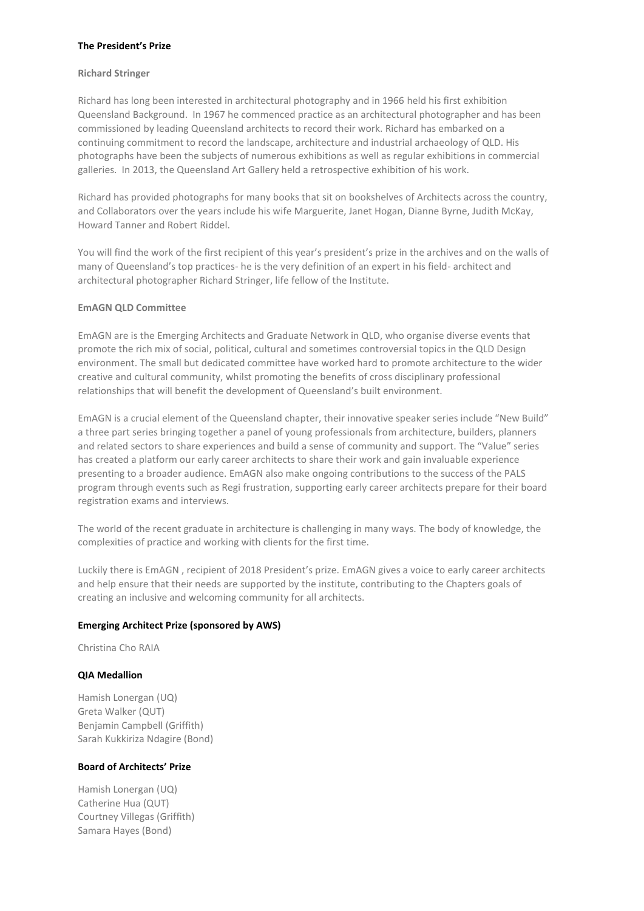**The President's Prize**

**Richard Stringer**

Richard has long been interested in architectural photography and in 1966 held his first exhibition Queensland Background. In 1967 he commenced practice as an architectural photographer and has been commissioned by leading Queensland architects to record their work. Richard has embarked on a continuing commitment to record the landscape, architecture and industrial archaeology of QLD. His photographs have been the subjects of numerous exhibitions as well as regular exhibitions in commercial galleries. In 2013, the Queensland Art Gallery held a retrospective exhibition of his work.

Richard has provided photographs for many books that sit on bookshelves of Architects across the country, and Collaborators over the years include his wife Marguerite, Janet Hogan, Dianne Byrne, Judith McKay, Howard Tanner and Robert Riddel.

You will find the work of the first recipient of this year's president's prize in the archives and on the walls of many of Queensland's top practices- he is the very definition of an expert in his field- architect and architectural photographer Richard Stringer, life fellow of the Institute.

**EmAGN QLD Committee**

EmAGN are is the Emerging Architects and Graduate Network in QLD, who organise diverse events that promote the rich mix of social, political, cultural and sometimes controversial topics in the QLD Design environment. The small but dedicated committee have worked hard to promote architecture to the wider creative and cultural community, whilst promoting the benefits of cross disciplinary professional relationships that will benefit the development of Queensland's built environment.

EmAGN is a crucial element of the Queensland chapter, their innovative speaker series include "New Build" a three part series bringing together a panel of young professionals from architecture, builders, planners and related sectors to share experiences and build a sense of community and support. The "Value" series has created a platform our early career architects to share their work and gain invaluable experience presenting to a broader audience. EmAGN also make ongoing contributions to the success of the PALS program through events such as Regi frustration, supporting early career architects prepare for their board registration exams and interviews.

The world of the recent graduate in architecture is challenging in many ways. The body of knowledge, the complexities of practice and working with clients for the first time.

Luckily there is EmAGN , recipient of 2018 President's prize. EmAGN gives a voice to early career architects and help ensure that their needs are supported by the institute, contributing to the Chapters goals of creating an inclusive and welcoming community for all architects.

**Emerging Architect Prize (sponsored by AWS)**

Christina Cho RAIA

**QIA Medallion**

Hamish Lonergan (UQ)
Greta Walker (QUT)
Benjamin Campbell (Griffith)
Sarah Kukkiriza Ndagire (Bond)

**Board of Architects' Prize**

Hamish Lonergan (UQ)
Catherine Hua (QUT)
Courtney Villegas (Griffith)
Samara Hayes (Bond)